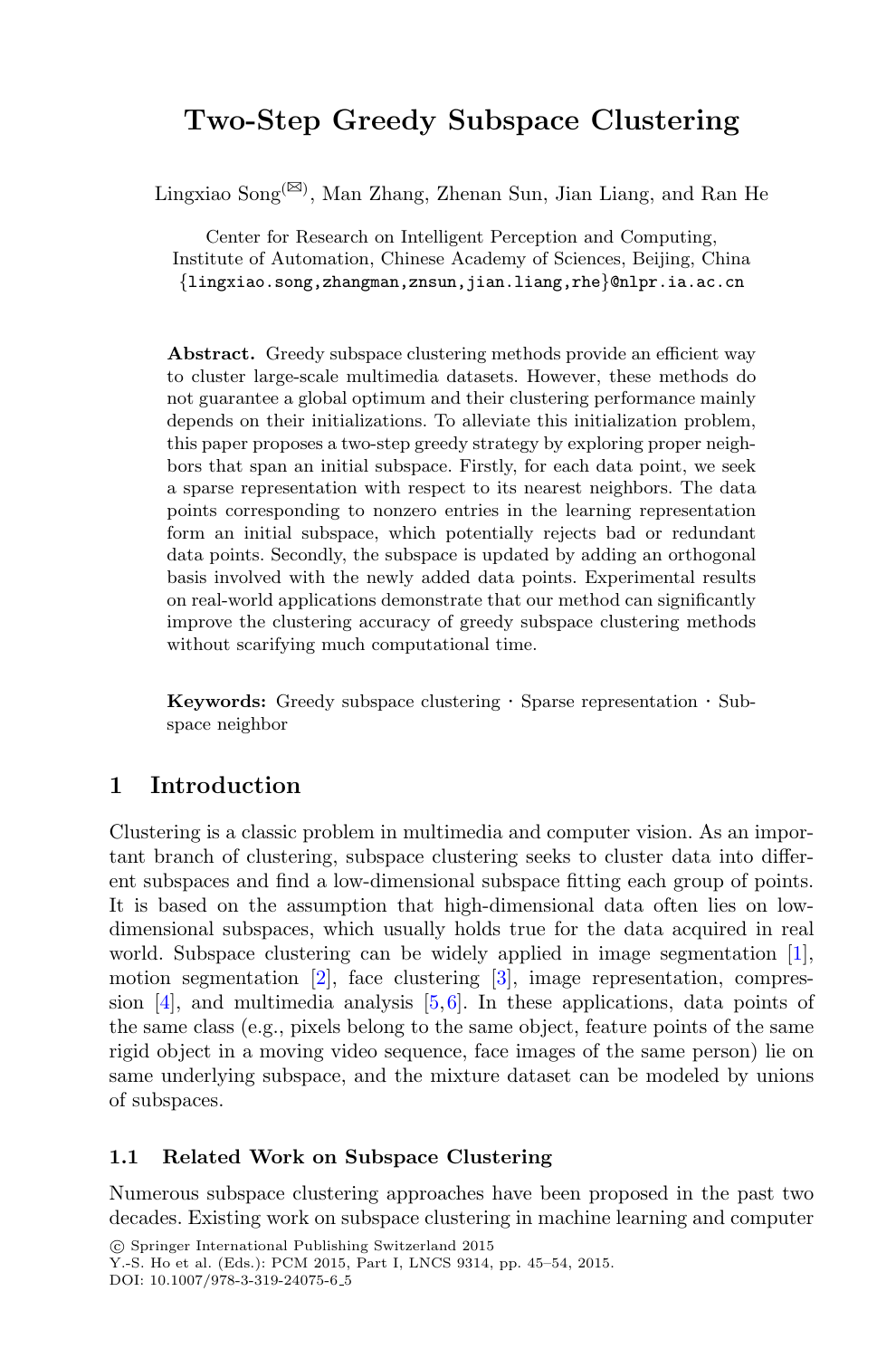# Two-Step Greedy Subspace Clustering

Lingxiao Song[✉], Man Zhang, Zhenan Sun, Jian Liang, and Ran He

Center for Research on Intelligent Perception and Computing,
Institute of Automation, Chinese Academy of Sciences, Beijing, China
{lingxiao.song,zhangman,znsun,jian.liang,rhe}@nlpr.ia.ac.cn

**Abstract.** Greedy subspace clustering methods provide an efficient way to cluster large-scale multimedia datasets. However, these methods do not guarantee a global optimum and their clustering performance mainly depends on their initializations. To alleviate this initialization problem, this paper proposes a two-step greedy strategy by exploring proper neighbors that span an initial subspace. Firstly, for each data point, we seek a sparse representation with respect to its nearest neighbors. The data points corresponding to nonzero entries in the learning representation form an initial subspace, which potentially rejects bad or redundant data points. Secondly, the subspace is updated by adding an orthogonal basis involved with the newly added data points. Experimental results on real-world applications demonstrate that our method can significantly improve the clustering accuracy of greedy subspace clustering methods without scarifying much computational time.

**Keywords:** Greedy subspace clustering · Sparse representation · Subspace neighbor

## 1 Introduction

Clustering is a classic problem in multimedia and computer vision. As an important branch of clustering, subspace clustering seeks to cluster data into different subspaces and find a low-dimensional subspace fitting each group of points. It is based on the assumption that high-dimensional data often lies on low-dimensional subspaces, which usually holds true for the data acquired in real world. Subspace clustering can be widely applied in image segmentation [1], motion segmentation [2], face clustering [3], image representation, compression [4], and multimedia analysis [5,6]. In these applications, data points of the same class (e.g., pixels belong to the same object, feature points of the same rigid object in a moving video sequence, face images of the same person) lie on same underlying subspace, and the mixture dataset can be modeled by unions of subspaces.

### 1.1 Related Work on Subspace Clustering

Numerous subspace clustering approaches have been proposed in the past two decades. Existing work on subspace clustering in machine learning and computer

© Springer International Publishing Switzerland 2015
Y.-S. Ho et al. (Eds.): PCM 2015, Part I, LNCS 9314, pp. 45–54, 2015.
DOI: 10.1007/978-3-319-24075-6_5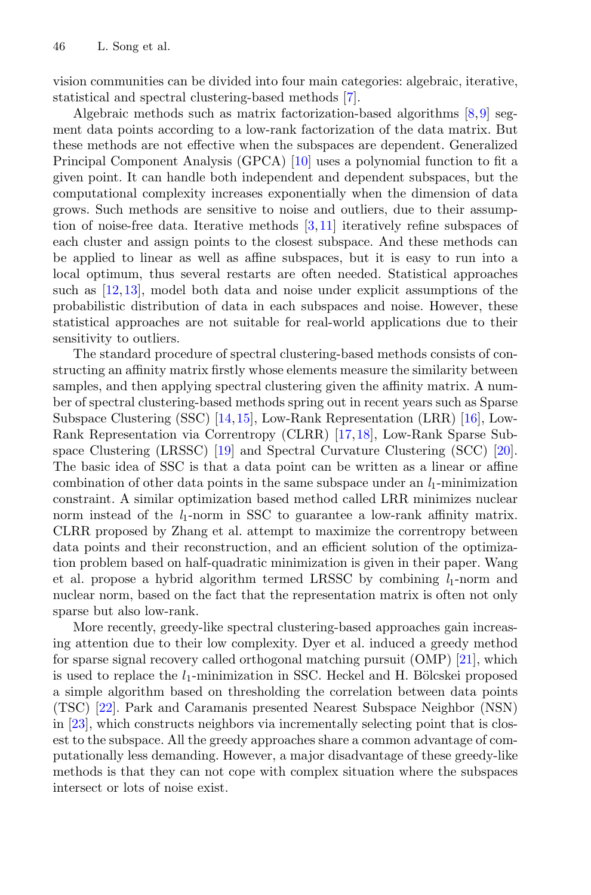vision communities can be divided into four main categories: algebraic, iterative, statistical and spectral clustering-based methods [7].

Algebraic methods such as matrix factorization-based algorithms [8,9] segment data points according to a low-rank factorization of the data matrix. But these methods are not effective when the subspaces are dependent. Generalized Principal Component Analysis (GPCA) [10] uses a polynomial function to fit a given point. It can handle both independent and dependent subspaces, but the computational complexity increases exponentially when the dimension of data grows. Such methods are sensitive to noise and outliers, due to their assumption of noise-free data. Iterative methods [3,11] iteratively refine subspaces of each cluster and assign points to the closest subspace. And these methods can be applied to linear as well as affine subspaces, but it is easy to run into a local optimum, thus several restarts are often needed. Statistical approaches such as [12,13], model both data and noise under explicit assumptions of the probabilistic distribution of data in each subspaces and noise. However, these statistical approaches are not suitable for real-world applications due to their sensitivity to outliers.

The standard procedure of spectral clustering-based methods consists of constructing an affinity matrix firstly whose elements measure the similarity between samples, and then applying spectral clustering given the affinity matrix. A number of spectral clustering-based methods spring out in recent years such as Sparse Subspace Clustering (SSC) [14,15], Low-Rank Representation (LRR) [16], Low-Rank Representation via Correntropy (CLRR) [17,18], Low-Rank Sparse Subspace Clustering (LRSSC) [19] and Spectral Curvature Clustering (SCC) [20]. The basic idea of SSC is that a data point can be written as a linear or affine combination of other data points in the same subspace under an $l_1$-minimization constraint. A similar optimization based method called LRR minimizes nuclear norm instead of the $l_1$-norm in SSC to guarantee a low-rank affinity matrix. CLRR proposed by Zhang et al. attempt to maximize the correntropy between data points and their reconstruction, and an efficient solution of the optimization problem based on half-quadratic minimization is given in their paper. Wang et al. propose a hybrid algorithm termed LRSSC by combining $l_1$-norm and nuclear norm, based on the fact that the representation matrix is often not only sparse but also low-rank.

More recently, greedy-like spectral clustering-based approaches gain increasing attention due to their low complexity. Dyer et al. induced a greedy method for sparse signal recovery called orthogonal matching pursuit (OMP) [21], which is used to replace the $l_1$-minimization in SSC. Heckel and H. Bölcskei proposed a simple algorithm based on thresholding the correlation between data points (TSC) [22]. Park and Caramanis presented Nearest Subspace Neighbor (NSN) in [23], which constructs neighbors via incrementally selecting point that is closest to the subspace. All the greedy approaches share a common advantage of computationally less demanding. However, a major disadvantage of these greedy-like methods is that they can not cope with complex situation where the subspaces intersect or lots of noise exist.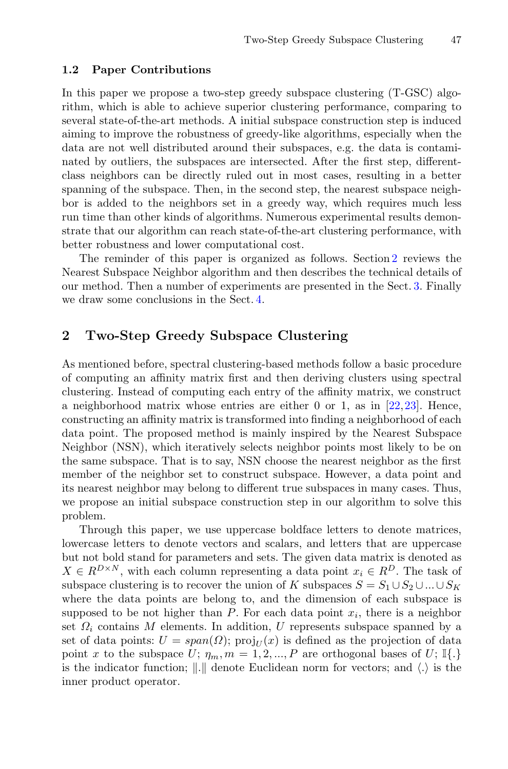### 1.2 Paper Contributions

In this paper we propose a two-step greedy subspace clustering (T-GSC) algorithm, which is able to achieve superior clustering performance, comparing to several state-of-the-art methods. A initial subspace construction step is induced aiming to improve the robustness of greedy-like algorithms, especially when the data are not well distributed around their subspaces, e.g. the data is contaminated by outliers, the subspaces are intersected. After the first step, different-class neighbors can be directly ruled out in most cases, resulting in a better spanning of the subspace. Then, in the second step, the nearest subspace neighbor is added to the neighbors set in a greedy way, which requires much less run time than other kinds of algorithms. Numerous experimental results demonstrate that our algorithm can reach state-of-the-art clustering performance, with better robustness and lower computational cost.

The reminder of this paper is organized as follows. Section 2 reviews the Nearest Subspace Neighbor algorithm and then describes the technical details of our method. Then a number of experiments are presented in the Sect. 3. Finally we draw some conclusions in the Sect. 4.

## 2 Two-Step Greedy Subspace Clustering

As mentioned before, spectral clustering-based methods follow a basic procedure of computing an affinity matrix first and then deriving clusters using spectral clustering. Instead of computing each entry of the affinity matrix, we construct a neighborhood matrix whose entries are either 0 or 1, as in [22,23]. Hence, constructing an affinity matrix is transformed into finding a neighborhood of each data point. The proposed method is mainly inspired by the Nearest Subspace Neighbor (NSN), which iteratively selects neighbor points most likely to be on the same subspace. That is to say, NSN choose the nearest neighbor as the first member of the neighbor set to construct subspace. However, a data point and its nearest neighbor may belong to different true subspaces in many cases. Thus, we propose an initial subspace construction step in our algorithm to solve this problem.

Through this paper, we use uppercase boldface letters to denote matrices, lowercase letters to denote vectors and scalars, and letters that are uppercase but not bold stand for parameters and sets. The given data matrix is denoted as $X \in R^{D \times N}$, with each column representing a data point $x_i \in R^D$. The task of subspace clustering is to recover the union of $K$ subspaces $S = S_1 \cup S_2 \cup ... \cup S_K$ where the data points are belong to, and the dimension of each subspace is supposed to be not higher than $P$. For each data point $x_i$, there is a neighbor set $\Omega_i$ contains $M$ elements. In addition, $U$ represents subspace spanned by a set of data points: $U = span(\Omega)$; $\text{proj}_U(x)$ is defined as the projection of data point $x$ to the subspace $U$; $\eta_m, m = 1, 2, ..., P$ are orthogonal bases of $U$; $\mathbb{I}\{.\}$ is the indicator function; $\|.\|$ denote Euclidean norm for vectors; and $\langle . \rangle$ is the inner product operator.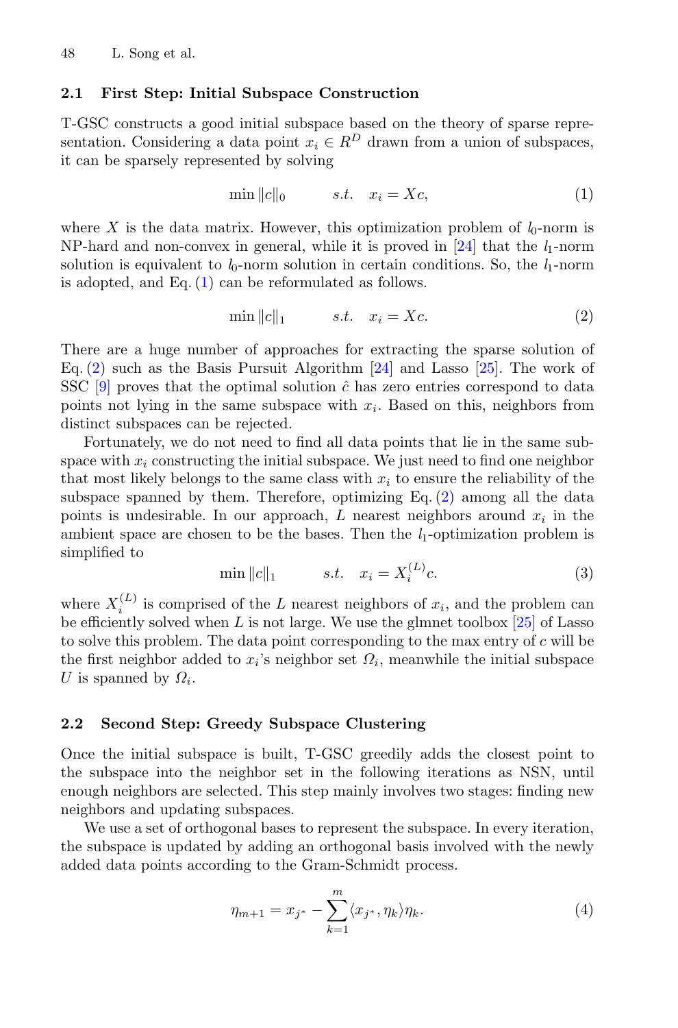### 2.1 First Step: Initial Subspace Construction

T-GSC constructs a good initial subspace based on the theory of sparse representation. Considering a data point $x_i \in R^D$ drawn from a union of subspaces, it can be sparsely represented by solving

$$\min \|c\|_0 \qquad s.t. \quad x_i = Xc, \tag{1}$$

where $X$ is the data matrix. However, this optimization problem of $l_0$-norm is NP-hard and non-convex in general, while it is proved in [24] that the $l_1$-norm solution is equivalent to $l_0$-norm solution in certain conditions. So, the $l_1$-norm is adopted, and Eq. (1) can be reformulated as follows.

$$\min \|c\|_1 \qquad s.t. \quad x_i = Xc. \tag{2}$$

There are a huge number of approaches for extracting the sparse solution of Eq. (2) such as the Basis Pursuit Algorithm [24] and Lasso [25]. The work of SSC [9] proves that the optimal solution $\hat{c}$ has zero entries correspond to data points not lying in the same subspace with $x_i$. Based on this, neighbors from distinct subspaces can be rejected.

Fortunately, we do not need to find all data points that lie in the same subspace with $x_i$ constructing the initial subspace. We just need to find one neighbor that most likely belongs to the same class with $x_i$ to ensure the reliability of the subspace spanned by them. Therefore, optimizing Eq. (2) among all the data points is undesirable. In our approach, $L$ nearest neighbors around $x_i$ in the ambient space are chosen to be the bases. Then the $l_1$-optimization problem is simplified to

$$\min \|c\|_1 \qquad s.t. \quad x_i = X_i^{(L)}c. \tag{3}$$

where $X_i^{(L)}$ is comprised of the $L$ nearest neighbors of $x_i$, and the problem can be efficiently solved when $L$ is not large. We use the glmnet toolbox [25] of Lasso to solve this problem. The data point corresponding to the max entry of $c$ will be the first neighbor added to $x_i$'s neighbor set $\Omega_i$, meanwhile the initial subspace $U$ is spanned by $\Omega_i$.

### 2.2 Second Step: Greedy Subspace Clustering

Once the initial subspace is built, T-GSC greedily adds the closest point to the subspace into the neighbor set in the following iterations as NSN, until enough neighbors are selected. This step mainly involves two stages: finding new neighbors and updating subspaces.

We use a set of orthogonal bases to represent the subspace. In every iteration, the subspace is updated by adding an orthogonal basis involved with the newly added data points according to the Gram-Schmidt process.

$$\eta_{m+1} = x_{j^*} - \sum_{k=1}^{m} \langle x_{j^*}, \eta_k \rangle \eta_k. \tag{4}$$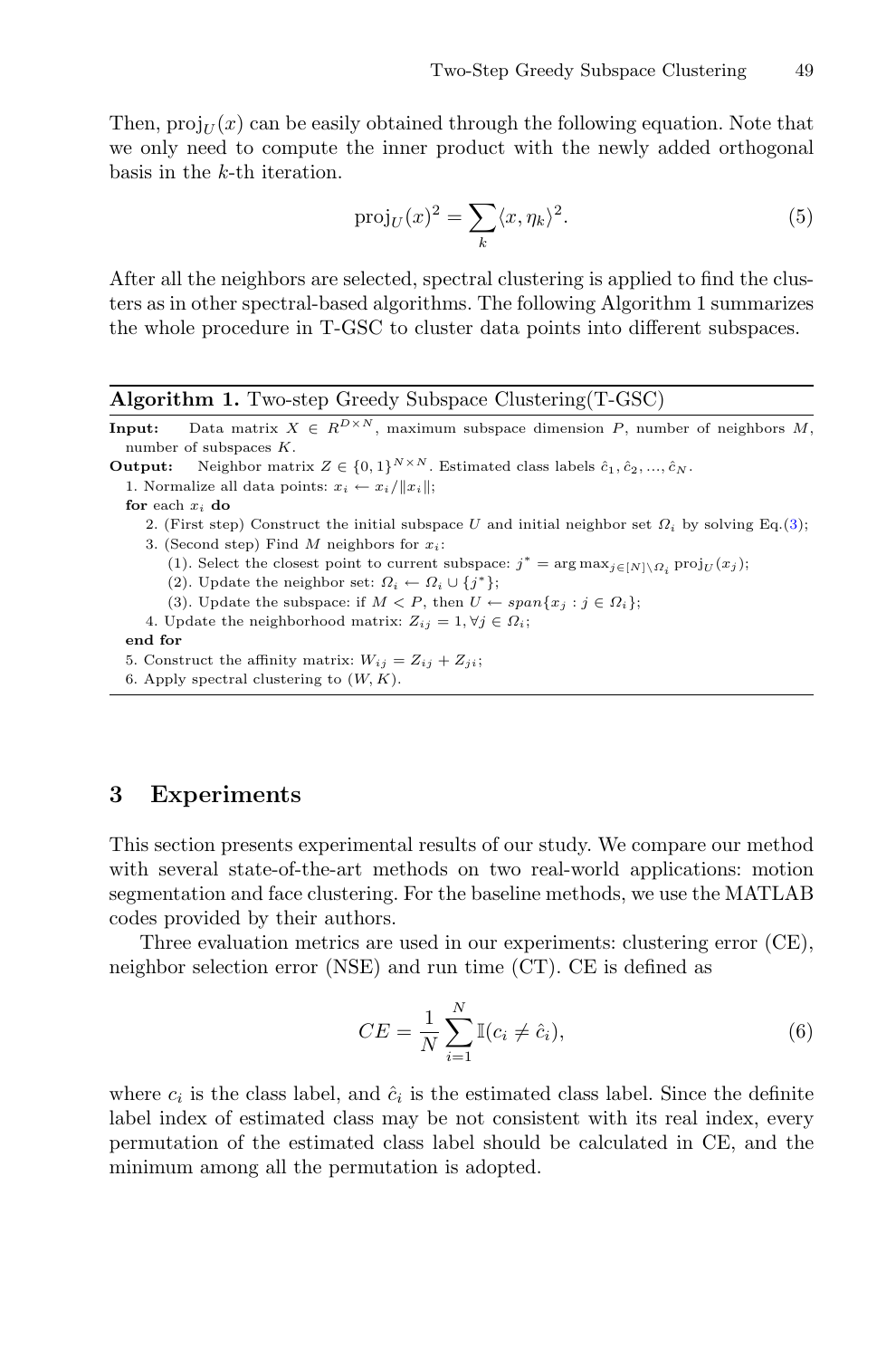Then, $\text{proj}_U(x)$ can be easily obtained through the following equation. Note that we only need to compute the inner product with the newly added orthogonal basis in the $k$-th iteration.

$$\text{proj}_U(x)^2 = \sum_k \langle x, \eta_k \rangle^2. \tag{5}$$

After all the neighbors are selected, spectral clustering is applied to find the clusters as in other spectral-based algorithms. The following Algorithm 1 summarizes the whole procedure in T-GSC to cluster data points into different subspaces.

---

**Algorithm 1.** Two-step Greedy Subspace Clustering(T-GSC)

---

**Input:** Data matrix $X \in R^{D \times N}$, maximum subspace dimension $P$, number of neighbors $M$, number of subspaces $K$.

**Output:** Neighbor matrix $Z \in \{0,1\}^{N \times N}$. Estimated class labels $\hat{c}_1, \hat{c}_2, ..., \hat{c}_N$.

1. Normalize all data points: $x_i \leftarrow x_i / \|x_i\|$;

**for** each $x_i$ **do**

2. (First step) Construct the initial subspace $U$ and initial neighbor set $\Omega_i$ by solving Eq.(3);
3. (Second step) Find $M$ neighbors for $x_i$:
   - (1). Select the closest point to current subspace: $j^* = \arg\max_{j \in [N] \setminus \Omega_i} \text{proj}_U(x_j)$;
   - (2). Update the neighbor set: $\Omega_i \leftarrow \Omega_i \cup \{j^*\}$;
   - (3). Update the subspace: if $M < P$, then $U \leftarrow span\{x_j : j \in \Omega_i\}$;
4. Update the neighborhood matrix: $Z_{ij} = 1, \forall j \in \Omega_i$;

**end for**

5. Construct the affinity matrix: $W_{ij} = Z_{ij} + Z_{ji}$;
6. Apply spectral clustering to $(W, K)$.

---

## 3 Experiments

This section presents experimental results of our study. We compare our method with several state-of-the-art methods on two real-world applications: motion segmentation and face clustering. For the baseline methods, we use the MATLAB codes provided by their authors.

Three evaluation metrics are used in our experiments: clustering error (CE), neighbor selection error (NSE) and run time (CT). CE is defined as

$$CE = \frac{1}{N} \sum_{i=1}^{N} \mathbb{I}(c_i \neq \hat{c}_i), \tag{6}$$

where $c_i$ is the class label, and $\hat{c}_i$ is the estimated class label. Since the definite label index of estimated class may be not consistent with its real index, every permutation of the estimated class label should be calculated in CE, and the minimum among all the permutation is adopted.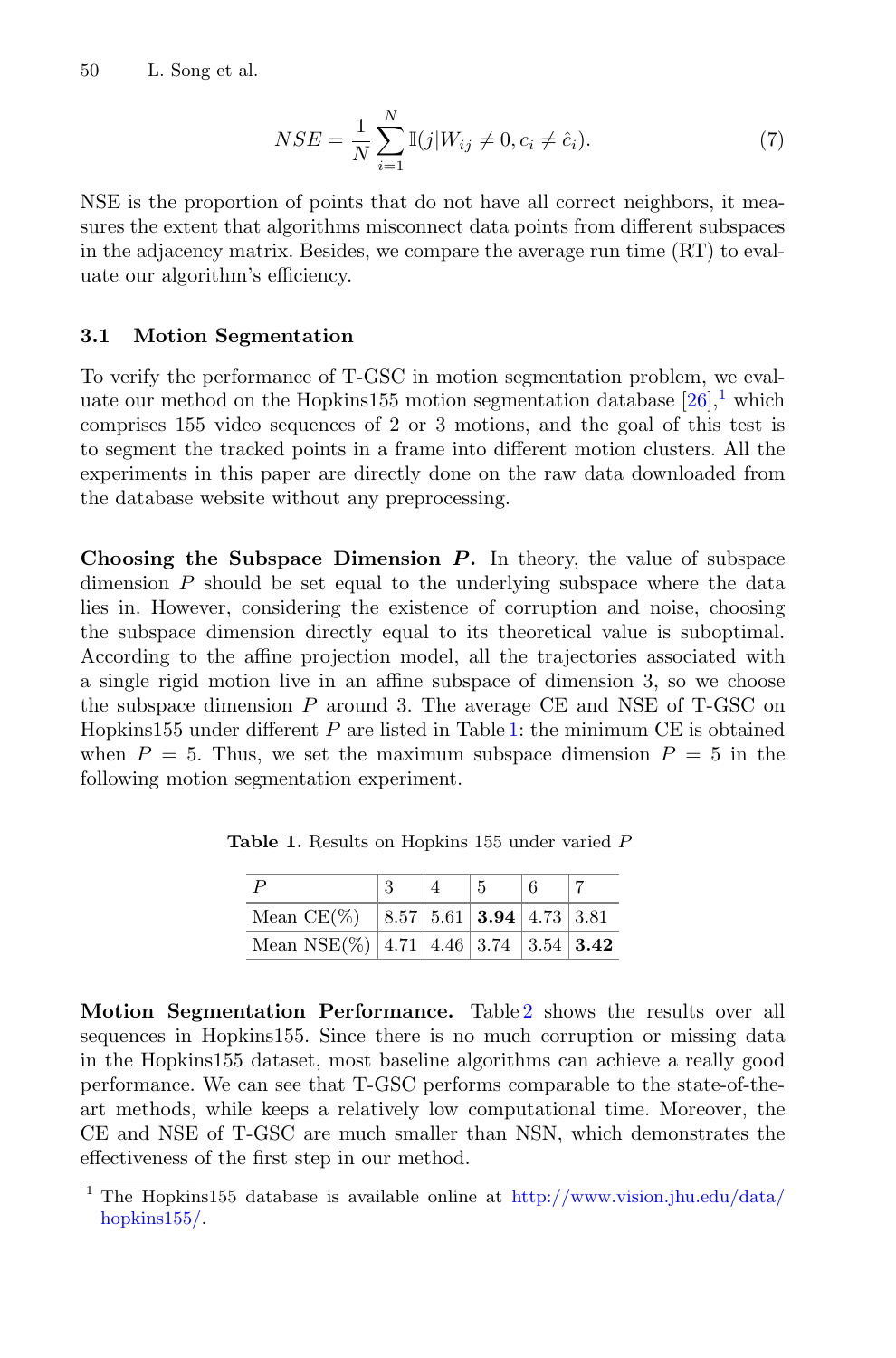$$NSE = \frac{1}{N}\sum_{i=1}^{N} \mathbb{I}(j|W_{ij} \neq 0, c_i \neq \hat{c}_i). \tag{7}$$

NSE is the proportion of points that do not have all correct neighbors, it measures the extent that algorithms misconnect data points from different subspaces in the adjacency matrix. Besides, we compare the average run time (RT) to evaluate our algorithm's efficiency.

### 3.1 Motion Segmentation

To verify the performance of T-GSC in motion segmentation problem, we evaluate our method on the Hopkins155 motion segmentation database [26],[1] which comprises 155 video sequences of 2 or 3 motions, and the goal of this test is to segment the tracked points in a frame into different motion clusters. All the experiments in this paper are directly done on the raw data downloaded from the database website without any preprocessing.

**Choosing the Subspace Dimension $P$.** In theory, the value of subspace dimension $P$ should be set equal to the underlying subspace where the data lies in. However, considering the existence of corruption and noise, choosing the subspace dimension directly equal to its theoretical value is suboptimal. According to the affine projection model, all the trajectories associated with a single rigid motion live in an affine subspace of dimension 3, so we choose the subspace dimension $P$ around 3. The average CE and NSE of T-GSC on Hopkins155 under different $P$ are listed in Table 1: the minimum CE is obtained when $P = 5$. Thus, we set the maximum subspace dimension $P = 5$ in the following motion segmentation experiment.

**Table 1.** Results on Hopkins 155 under varied $P$

| $P$ | 3 | 4 | 5 | 6 | 7 |
|---|---|---|---|---|---|
| Mean CE(%) | 8.57 | 5.61 | **3.94** | 4.73 | 3.81 |
| Mean NSE(%) | 4.71 | 4.46 | 3.74 | 3.54 | **3.42** |

**Motion Segmentation Performance.** Table 2 shows the results over all sequences in Hopkins155. Since there is no much corruption or missing data in the Hopkins155 dataset, most baseline algorithms can achieve a really good performance. We can see that T-GSC performs comparable to the state-of-the-art methods, while keeps a relatively low computational time. Moreover, the CE and NSE of T-GSC are much smaller than NSN, which demonstrates the effectiveness of the first step in our method.

[1] The Hopkins155 database is available online at http://www.vision.jhu.edu/data/hopkins155/.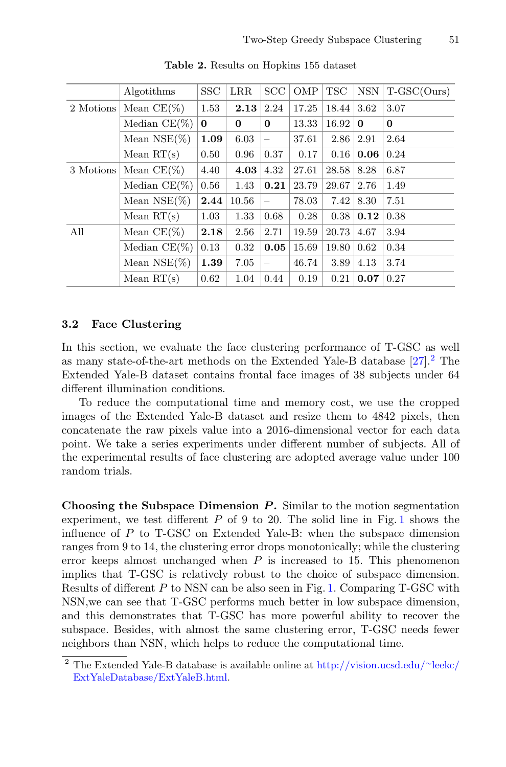**Table 2.** Results on Hopkins 155 dataset

| | Algotithms | SSC | LRR | SCC | OMP | TSC | NSN | T-GSC(Ours) |
|---|---|---|---|---|---|---|---|---|
| 2 Motions | Mean CE(%) | 1.53 | **2.13** | 2.24 | 17.25 | 18.44 | 3.62 | 3.07 |
| | Median CE(%) | **0** | **0** | **0** | 13.33 | 16.92 | **0** | **0** |
| | Mean NSE(%) | **1.09** | 6.03 | – | 37.61 | 2.86 | 2.91 | 2.64 |
| | Mean RT(s) | 0.50 | 0.96 | 0.37 | 0.17 | 0.16 | **0.06** | 0.24 |
| 3 Motions | Mean CE(%) | 4.40 | **4.03** | 4.32 | 27.61 | 28.58 | 8.28 | 6.87 |
| | Median CE(%) | 0.56 | 1.43 | **0.21** | 23.79 | 29.67 | 2.76 | 1.49 |
| | Mean NSE(%) | **2.44** | 10.56 | – | 78.03 | 7.42 | 8.30 | 7.51 |
| | Mean RT(s) | 1.03 | 1.33 | 0.68 | 0.28 | 0.38 | **0.12** | 0.38 |
| All | Mean CE(%) | **2.18** | 2.56 | 2.71 | 19.59 | 20.73 | 4.67 | 3.94 |
| | Median CE(%) | 0.13 | 0.32 | **0.05** | 15.69 | 19.80 | 0.62 | 0.34 |
| | Mean NSE(%) | **1.39** | 7.05 | – | 46.74 | 3.89 | 4.13 | 3.74 |
| | Mean RT(s) | 0.62 | 1.04 | 0.44 | 0.19 | 0.21 | **0.07** | 0.27 |

### 3.2 Face Clustering

In this section, we evaluate the face clustering performance of T-GSC as well as many state-of-the-art methods on the Extended Yale-B database [27].[2] The Extended Yale-B dataset contains frontal face images of 38 subjects under 64 different illumination conditions.

To reduce the computational time and memory cost, we use the cropped images of the Extended Yale-B dataset and resize them to 4842 pixels, then concatenate the raw pixels value into a 2016-dimensional vector for each data point. We take a series experiments under different number of subjects. All of the experimental results of face clustering are adopted average value under 100 random trials.

**Choosing the Subspace Dimension *P*.** Similar to the motion segmentation experiment, we test different $P$ of 9 to 20. The solid line in Fig. 1 shows the influence of $P$ to T-GSC on Extended Yale-B: when the subspace dimension ranges from 9 to 14, the clustering error drops monotonically; while the clustering error keeps almost unchanged when $P$ is increased to 15. This phenomenon implies that T-GSC is relatively robust to the choice of subspace dimension. Results of different $P$ to NSN can be also seen in Fig. 1. Comparing T-GSC with NSN,we can see that T-GSC performs much better in low subspace dimension, and this demonstrates that T-GSC has more powerful ability to recover the subspace. Besides, with almost the same clustering error, T-GSC needs fewer neighbors than NSN, which helps to reduce the computational time.

[2] The Extended Yale-B database is available online at http://vision.ucsd.edu/~leekc/ExtYaleDatabase/ExtYaleB.html.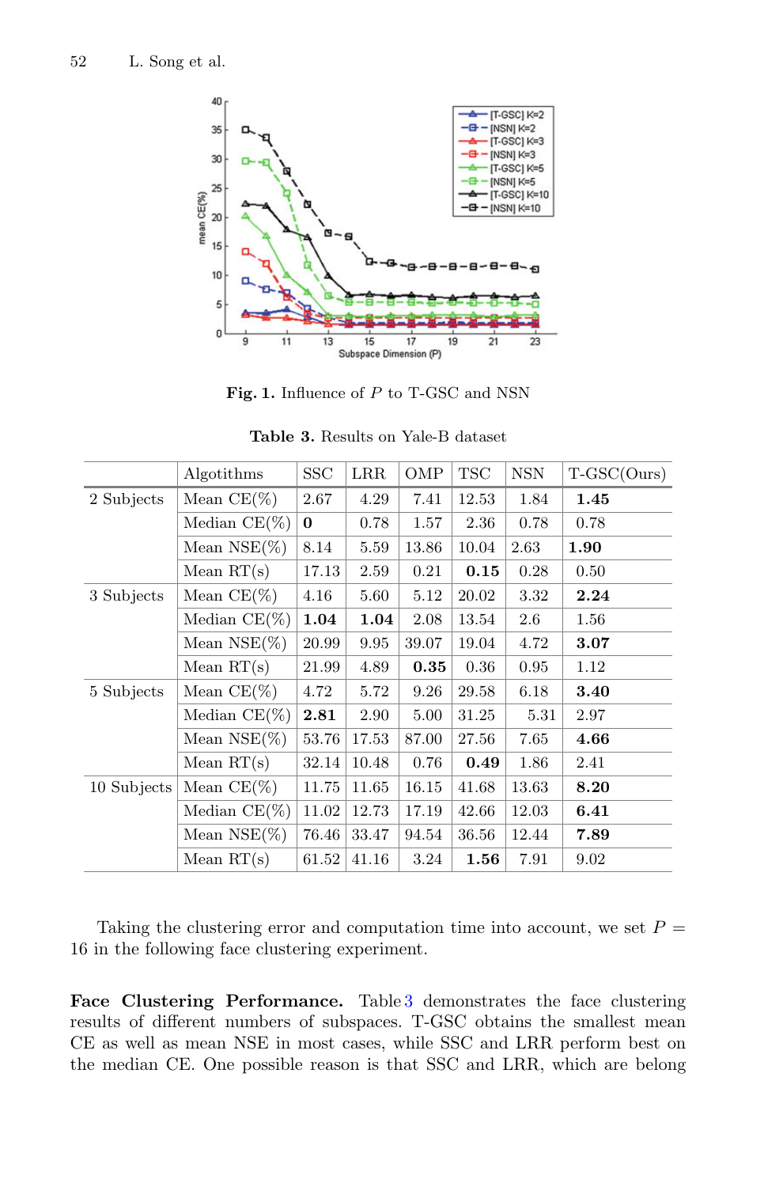Fig. 1. Influence of $P$ to T-GSC and NSN

Table 3. Results on Yale-B dataset

| | Algotithms | SSC | LRR | OMP | TSC | NSN | T-GSC(Ours) |
|---|---|---|---|---|---|---|---|
| 2 Subjects | Mean CE(%) | 2.67 | 4.29 | 7.41 | 12.53 | 1.84 | **1.45** |
| | Median CE(%) | **0** | 0.78 | 1.57 | 2.36 | 0.78 | 0.78 |
| | Mean NSE(%) | 8.14 | 5.59 | 13.86 | 10.04 | 2.63 | **1.90** |
| | Mean RT(s) | 17.13 | 2.59 | 0.21 | **0.15** | 0.28 | 0.50 |
| 3 Subjects | Mean CE(%) | 4.16 | 5.60 | 5.12 | 20.02 | 3.32 | **2.24** |
| | Median CE(%) | **1.04** | **1.04** | 2.08 | 13.54 | 2.6 | 1.56 |
| | Mean NSE(%) | 20.99 | 9.95 | 39.07 | 19.04 | 4.72 | **3.07** |
| | Mean RT(s) | 21.99 | 4.89 | **0.35** | 0.36 | 0.95 | 1.12 |
| 5 Subjects | Mean CE(%) | 4.72 | 5.72 | 9.26 | 29.58 | 6.18 | **3.40** |
| | Median CE(%) | **2.81** | 2.90 | 5.00 | 31.25 | 5.31 | 2.97 |
| | Mean NSE(%) | 53.76 | 17.53 | 87.00 | 27.56 | 7.65 | **4.66** |
| | Mean RT(s) | 32.14 | 10.48 | 0.76 | **0.49** | 1.86 | 2.41 |
| 10 Subjects | Mean CE(%) | 11.75 | 11.65 | 16.15 | 41.68 | 13.63 | **8.20** |
| | Median CE(%) | 11.02 | 12.73 | 17.19 | 42.66 | 12.03 | **6.41** |
| | Mean NSE(%) | 76.46 | 33.47 | 94.54 | 36.56 | 12.44 | **7.89** |
| | Mean RT(s) | 61.52 | 41.16 | 3.24 | **1.56** | 7.91 | 9.02 |

Taking the clustering error and computation time into account, we set $P = 16$ in the following face clustering experiment.

**Face Clustering Performance.** Table 3 demonstrates the face clustering results of different numbers of subspaces. T-GSC obtains the smallest mean CE as well as mean NSE in most cases, while SSC and LRR perform best on the median CE. One possible reason is that SSC and LRR, which are belong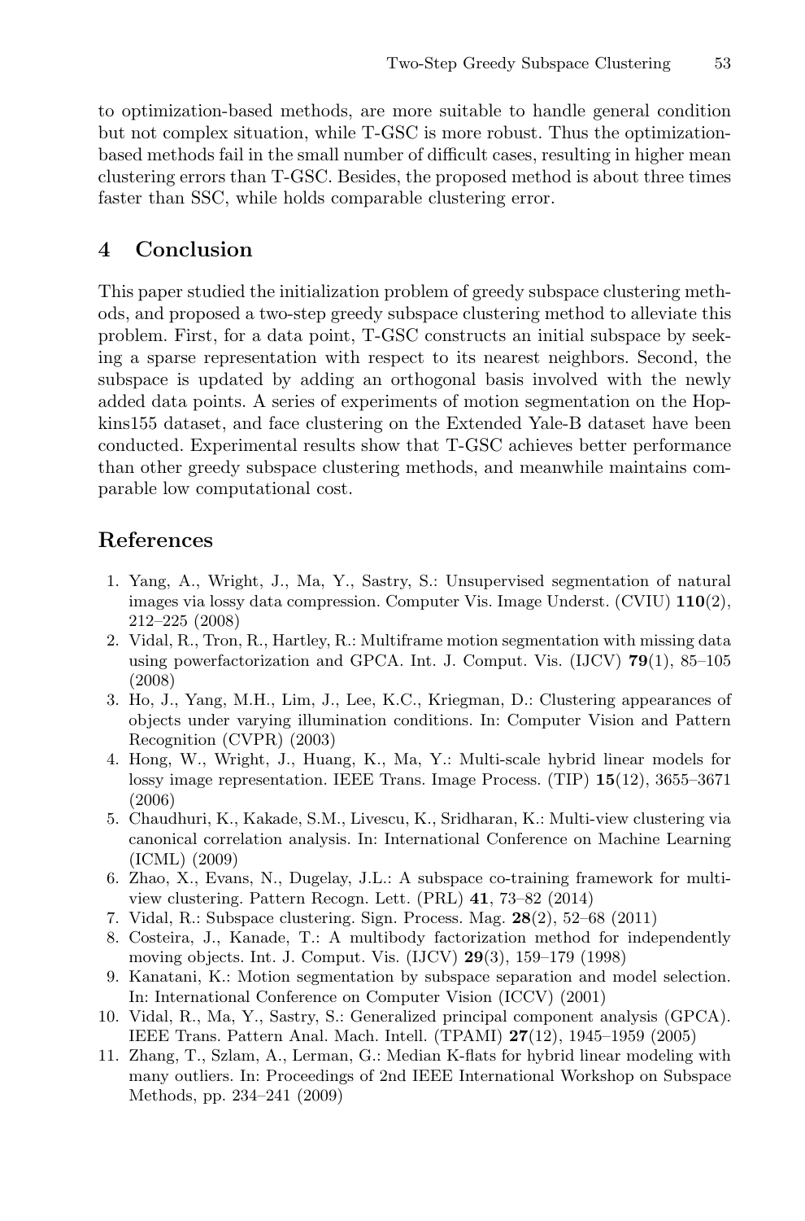to optimization-based methods, are more suitable to handle general condition but not complex situation, while T-GSC is more robust. Thus the optimization-based methods fail in the small number of difficult cases, resulting in higher mean clustering errors than T-GSC. Besides, the proposed method is about three times faster than SSC, while holds comparable clustering error.

## 4 Conclusion

This paper studied the initialization problem of greedy subspace clustering methods, and proposed a two-step greedy subspace clustering method to alleviate this problem. First, for a data point, T-GSC constructs an initial subspace by seeking a sparse representation with respect to its nearest neighbors. Second, the subspace is updated by adding an orthogonal basis involved with the newly added data points. A series of experiments of motion segmentation on the Hopkins155 dataset, and face clustering on the Extended Yale-B dataset have been conducted. Experimental results show that T-GSC achieves better performance than other greedy subspace clustering methods, and meanwhile maintains comparable low computational cost.

## References

1. Yang, A., Wright, J., Ma, Y., Sastry, S.: Unsupervised segmentation of natural images via lossy data compression. Computer Vis. Image Underst. (CVIU) **110**(2), 212–225 (2008)
2. Vidal, R., Tron, R., Hartley, R.: Multiframe motion segmentation with missing data using powerfactorization and GPCA. Int. J. Comput. Vis. (IJCV) **79**(1), 85–105 (2008)
3. Ho, J., Yang, M.H., Lim, J., Lee, K.C., Kriegman, D.: Clustering appearances of objects under varying illumination conditions. In: Computer Vision and Pattern Recognition (CVPR) (2003)
4. Hong, W., Wright, J., Huang, K., Ma, Y.: Multi-scale hybrid linear models for lossy image representation. IEEE Trans. Image Process. (TIP) **15**(12), 3655–3671 (2006)
5. Chaudhuri, K., Kakade, S.M., Livescu, K., Sridharan, K.: Multi-view clustering via canonical correlation analysis. In: International Conference on Machine Learning (ICML) (2009)
6. Zhao, X., Evans, N., Dugelay, J.L.: A subspace co-training framework for multi-view clustering. Pattern Recogn. Lett. (PRL) **41**, 73–82 (2014)
7. Vidal, R.: Subspace clustering. Sign. Process. Mag. **28**(2), 52–68 (2011)
8. Costeira, J., Kanade, T.: A multibody factorization method for independently moving objects. Int. J. Comput. Vis. (IJCV) **29**(3), 159–179 (1998)
9. Kanatani, K.: Motion segmentation by subspace separation and model selection. In: International Conference on Computer Vision (ICCV) (2001)
10. Vidal, R., Ma, Y., Sastry, S.: Generalized principal component analysis (GPCA). IEEE Trans. Pattern Anal. Mach. Intell. (TPAMI) **27**(12), 1945–1959 (2005)
11. Zhang, T., Szlam, A., Lerman, G.: Median K-flats for hybrid linear modeling with many outliers. In: Proceedings of 2nd IEEE International Workshop on Subspace Methods, pp. 234–241 (2009)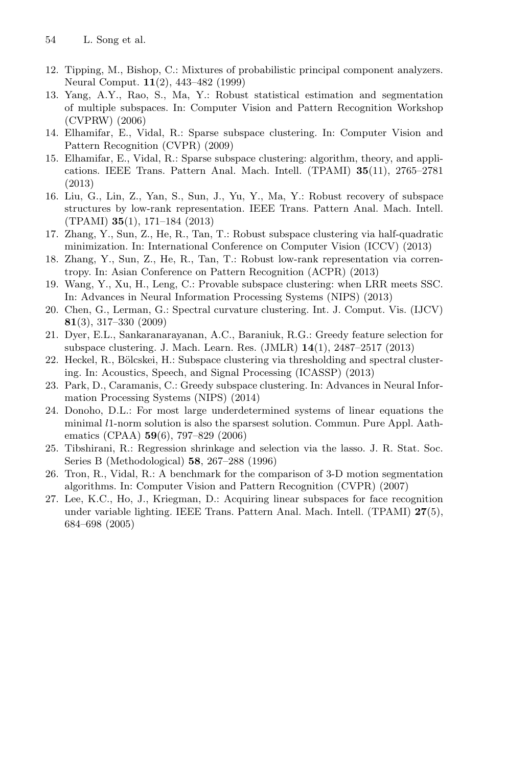12. Tipping, M., Bishop, C.: Mixtures of probabilistic principal component analyzers. Neural Comput. **11**(2), 443–482 (1999)
13. Yang, A.Y., Rao, S., Ma, Y.: Robust statistical estimation and segmentation of multiple subspaces. In: Computer Vision and Pattern Recognition Workshop (CVPRW) (2006)
14. Elhamifar, E., Vidal, R.: Sparse subspace clustering. In: Computer Vision and Pattern Recognition (CVPR) (2009)
15. Elhamifar, E., Vidal, R.: Sparse subspace clustering: algorithm, theory, and applications. IEEE Trans. Pattern Anal. Mach. Intell. (TPAMI) **35**(11), 2765–2781 (2013)
16. Liu, G., Lin, Z., Yan, S., Sun, J., Yu, Y., Ma, Y.: Robust recovery of subspace structures by low-rank representation. IEEE Trans. Pattern Anal. Mach. Intell. (TPAMI) **35**(1), 171–184 (2013)
17. Zhang, Y., Sun, Z., He, R., Tan, T.: Robust subspace clustering via half-quadratic minimization. In: International Conference on Computer Vision (ICCV) (2013)
18. Zhang, Y., Sun, Z., He, R., Tan, T.: Robust low-rank representation via correntropy. In: Asian Conference on Pattern Recognition (ACPR) (2013)
19. Wang, Y., Xu, H., Leng, C.: Provable subspace clustering: when LRR meets SSC. In: Advances in Neural Information Processing Systems (NIPS) (2013)
20. Chen, G., Lerman, G.: Spectral curvature clustering. Int. J. Comput. Vis. (IJCV) **81**(3), 317–330 (2009)
21. Dyer, E.L., Sankaranarayanan, A.C., Baraniuk, R.G.: Greedy feature selection for subspace clustering. J. Mach. Learn. Res. (JMLR) **14**(1), 2487–2517 (2013)
22. Heckel, R., Bölcskei, H.: Subspace clustering via thresholding and spectral clustering. In: Acoustics, Speech, and Signal Processing (ICASSP) (2013)
23. Park, D., Caramanis, C.: Greedy subspace clustering. In: Advances in Neural Information Processing Systems (NIPS) (2014)
24. Donoho, D.L.: For most large underdetermined systems of linear equations the minimal $l1$-norm solution is also the sparsest solution. Commun. Pure Appl. Aathematics (CPAA) **59**(6), 797–829 (2006)
25. Tibshirani, R.: Regression shrinkage and selection via the lasso. J. R. Stat. Soc. Series B (Methodological) **58**, 267–288 (1996)
26. Tron, R., Vidal, R.: A benchmark for the comparison of 3-D motion segmentation algorithms. In: Computer Vision and Pattern Recognition (CVPR) (2007)
27. Lee, K.C., Ho, J., Kriegman, D.: Acquiring linear subspaces for face recognition under variable lighting. IEEE Trans. Pattern Anal. Mach. Intell. (TPAMI) **27**(5), 684–698 (2005)